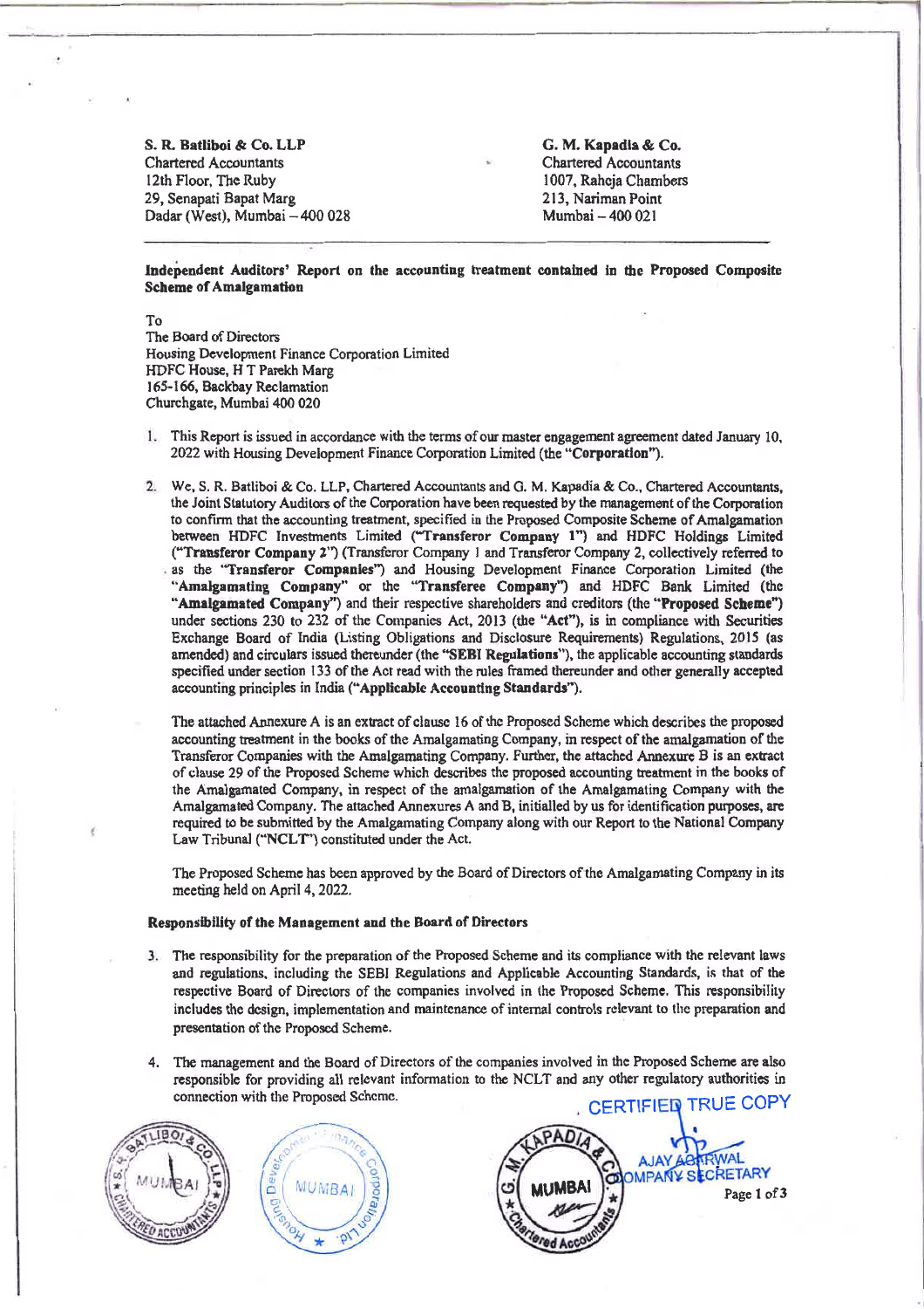**S. R. Batliboi & Co. LLP**
Chartered Accountants
12th Floor, The Ruby
29, Senapati Bapat Marg
Dadar (West), Mumbai – 400 028

**G. M. Kapadia & Co.**
Chartered Accountants
1007, Raheja Chambers
213, Nariman Point
Mumbai – 400 021

**Independent Auditors' Report on the accounting treatment contained in the Proposed Composite Scheme of Amalgamation**

To
The Board of Directors
Housing Development Finance Corporation Limited
HDFC House, H T Parekh Marg
165-166, Backbay Reclamation
Churchgate, Mumbai 400 020

1. This Report is issued in accordance with the terms of our master engagement agreement dated January 10, 2022 with Housing Development Finance Corporation Limited (the "**Corporation**").

2. We, S. R. Batliboi & Co. LLP, Chartered Accountants and G. M. Kapadia & Co., Chartered Accountants, the Joint Statutory Auditors of the Corporation have been requested by the management of the Corporation to confirm that the accounting treatment, specified in the Proposed Composite Scheme of Amalgamation between HDFC Investments Limited ("**Transferor Company 1**") and HDFC Holdings Limited ("**Transferor Company 2**") (Transferor Company 1 and Transferor Company 2, collectively referred to as the "**Transferor Companies**") and Housing Development Finance Corporation Limited (the "**Amalgamating Company**" or the "**Transferee Company**") and HDFC Bank Limited (the "**Amalgamated Company**") and their respective shareholders and creditors (the "**Proposed Scheme**") under sections 230 to 232 of the Companies Act, 2013 (the "**Act**"), is in compliance with Securities Exchange Board of India (Listing Obligations and Disclosure Requirements) Regulations, 2015 (as amended) and circulars issued thereunder (the "**SEBI Regulations**"), the applicable accounting standards specified under section 133 of the Act read with the rules framed thereunder and other generally accepted accounting principles in India ("**Applicable Accounting Standards**").

   The attached Annexure A is an extract of clause 16 of the Proposed Scheme which describes the proposed accounting treatment in the books of the Amalgamating Company, in respect of the amalgamation of the Transferor Companies with the Amalgamating Company. Further, the attached Annexure B is an extract of clause 29 of the Proposed Scheme which describes the proposed accounting treatment in the books of the Amalgamated Company, in respect of the amalgamation of the Amalgamating Company with the Amalgamated Company. The attached Annexures A and B, initialled by us for identification purposes, are required to be submitted by the Amalgamating Company along with our Report to the National Company Law Tribunal ("NCLT") constituted under the Act.

   The Proposed Scheme has been approved by the Board of Directors of the Amalgamating Company in its meeting held on April 4, 2022.

**Responsibility of the Management and the Board of Directors**

3. The responsibility for the preparation of the Proposed Scheme and its compliance with the relevant laws and regulations, including the SEBI Regulations and Applicable Accounting Standards, is that of the respective Board of Directors of the companies involved in the Proposed Scheme. This responsibility includes the design, implementation and maintenance of internal controls relevant to the preparation and presentation of the Proposed Scheme.

4. The management and the Board of Directors of the companies involved in the Proposed Scheme are also responsible for providing all relevant information to the NCLT and any other regulatory authorities in connection with the Proposed Scheme.

CERTIFIED TRUE COPY

AJAY AGARWAL
COMPANY SECRETARY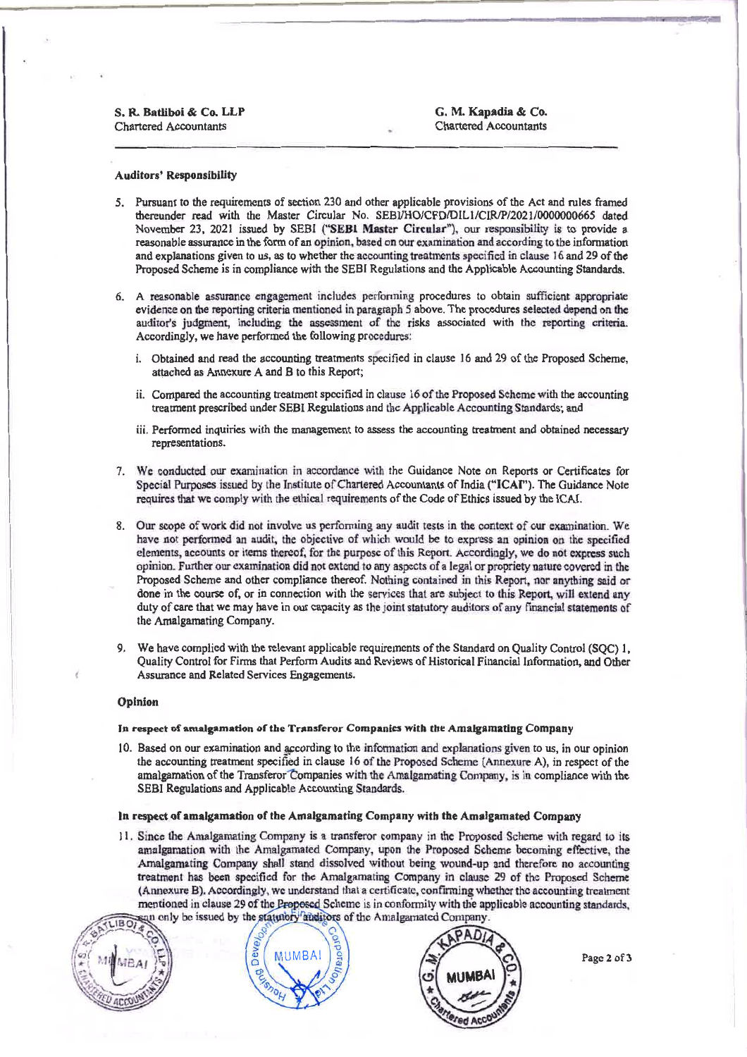S. R. Batliboi & Co. LLP
Chartered Accountants

G. M. Kapadia & Co.
Chartered Accountants

**Auditors' Responsibility**

5. Pursuant to the requirements of section 230 and other applicable provisions of the Act and rules framed thereunder read with the Master Circular No. SEBI/HO/CFD/DIL1/CIR/P/2021/0000000665 dated November 23, 2021 issued by SEBI (**"SEBI Master Circular"**), our responsibility is to provide a reasonable assurance in the form of an opinion, based on our examination and according to the information and explanations given to us, as to whether the accounting treatments specified in clause 16 and 29 of the Proposed Scheme is in compliance with the SEBI Regulations and the Applicable Accounting Standards.

6. A reasonable assurance engagement includes performing procedures to obtain sufficient appropriate evidence on the reporting criteria mentioned in paragraph 5 above. The procedures selected depend on the auditor's judgment, including the assessment of the risks associated with the reporting criteria. Accordingly, we have performed the following procedures:

   i. Obtained and read the accounting treatments specified in clause 16 and 29 of the Proposed Scheme, attached as Annexure A and B to this Report;

   ii. Compared the accounting treatment specified in clause 16 of the Proposed Scheme with the accounting treatment prescribed under SEBI Regulations and the Applicable Accounting Standards; and

   iii. Performed inquiries with the management to assess the accounting treatment and obtained necessary representations.

7. We conducted our examination in accordance with the Guidance Note on Reports or Certificates for Special Purposes issued by the Institute of Chartered Accountants of India (**"ICAI"**). The Guidance Note requires that we comply with the ethical requirements of the Code of Ethics issued by the ICAI.

8. Our scope of work did not involve us performing any audit tests in the context of our examination. We have not performed an audit, the objective of which would be to express an opinion on the specified elements, accounts or items thereof, for the purpose of this Report. Accordingly, we do not express such opinion. Further our examination did not extend to any aspects of a legal or propriety nature covered in the Proposed Scheme and other compliance thereof. Nothing contained in this Report, nor anything said or done in the course of, or in connection with the services that are subject to this Report, will extend any duty of care that we may have in our capacity as the joint statutory auditors of any financial statements of the Amalgamating Company.

9. We have complied with the relevant applicable requirements of the Standard on Quality Control (SQC) 1, Quality Control for Firms that Perform Audits and Reviews of Historical Financial Information, and Other Assurance and Related Services Engagements.

**Opinion**

**In respect of amalgamation of the Transferor Companies with the Amalgamating Company**

10. Based on our examination and according to the information and explanations given to us, in our opinion the accounting treatment specified in clause 16 of the Proposed Scheme (Annexure A), in respect of the amalgamation of the Transferor Companies with the Amalgamating Company, is in compliance with the SEBI Regulations and Applicable Accounting Standards.

**In respect of amalgamation of the Amalgamating Company with the Amalgamated Company**

11. Since the Amalgamating Company is a transferor company in the Proposed Scheme with regard to its amalgamation with the Amalgamated Company, upon the Proposed Scheme becoming effective, the Amalgamating Company shall stand dissolved without being wound-up and therefore no accounting treatment has been specified for the Amalgamating Company in clause 29 of the Proposed Scheme (Annexure B). Accordingly, we understand that a certificate, confirming whether the accounting treatment mentioned in clause 29 of the Proposed Scheme is in conformity with the applicable accounting standards, can only be issued by the statutory auditors of the Amalgamated Company.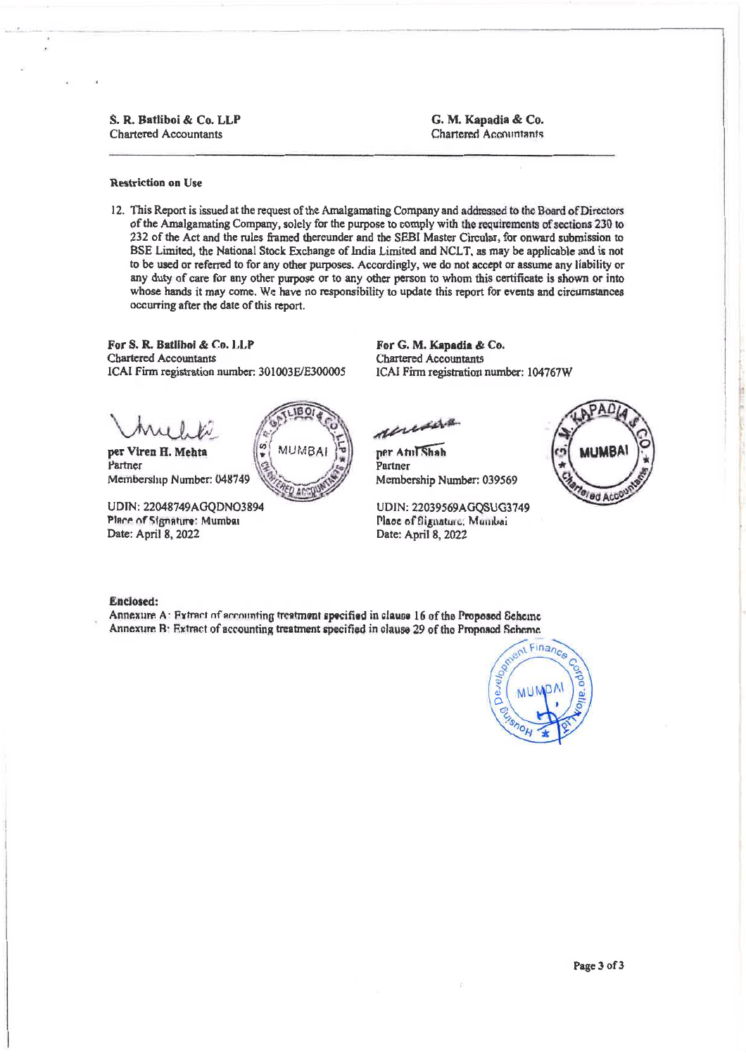**S. R. Batliboi & Co. LLP**
Chartered Accountants

**G. M. Kapadia & Co.**
Chartered Accountants

---

**Restriction on Use**

12. This Report is issued at the request of the Amalgamating Company and addressed to the Board of Directors of the Amalgamating Company, solely for the purpose to comply with the requirements of sections 230 to 232 of the Act and the rules framed thereunder and the SEBI Master Circular, for onward submission to BSE Limited, the National Stock Exchange of India Limited and NCLT, as may be applicable and is not to be used or referred to for any other purposes. Accordingly, we do not accept or assume any liability or any duty of care for any other purpose or to any other person to whom this certificate is shown or into whose hands it may come. We have no responsibility to update this report for events and circumstances occurring after the date of this report.

**For S. R. Batliboi & Co. LLP**
Chartered Accountants
ICAI Firm registration number: 301003E/E300005

**per Viren H. Mehta**
Partner
Membership Number: 048749

UDIN: 22048749AGQDNO3894
Place of Signature: Mumbai
Date: April 8, 2022

**For G. M. Kapadia & Co.**
Chartered Accountants
ICAI Firm registration number: 104767W

**per Atul Shah**
Partner
Membership Number: 039569

UDIN: 22039569AGQSUG3749
Place of Signature: Mumbai
Date: April 8, 2022

**Enclosed:**
Annexure A: Extract of accounting treatment specified in clause 16 of the Proposed Scheme
Annexure B: Extract of accounting treatment specified in clause 29 of the Proposed Scheme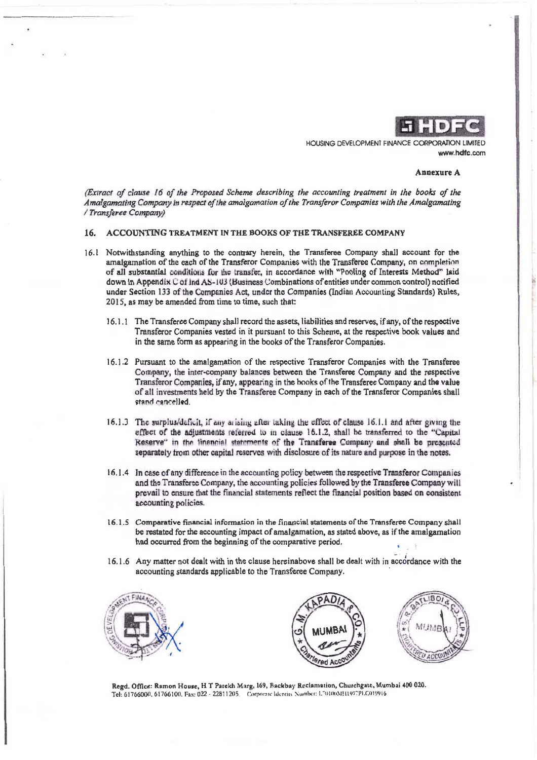HOUSING DEVELOPMENT FINANCE CORPORATION LIMITED
www.hdfc.com

**Annexure A**

*(Extract of clause 16 of the Proposed Scheme describing the accounting treatment in the books of the Amalgamating Company in respect of the amalgamation of the Transferor Companies with the Amalgamating / Transferee Company)*

## 16. ACCOUNTING TREATMENT IN THE BOOKS OF THE TRANSFEREE COMPANY

16.1 Notwithstanding anything to the contrary herein, the Transferee Company shall account for the amalgamation of the each of the Transferor Companies with the Transferee Company, on completion of all substantial conditions for the transfer, in accordance with "Pooling of Interests Method" laid down in Appendix C of Ind AS-103 (Business Combinations of entities under common control) notified under Section 133 of the Companies Act, under the Companies (Indian Accounting Standards) Rules, 2015, as may be amended from time to time, such that:

16.1.1 The Transferee Company shall record the assets, liabilities and reserves, if any, of the respective Transferor Companies vested in it pursuant to this Scheme, at the respective book values and in the same form as appearing in the books of the Transferor Companies.

16.1.2 Pursuant to the amalgamation of the respective Transferor Companies with the Transferee Company, the inter-company balances between the Transferee Company and the respective Transferor Companies, if any, appearing in the books of the Transferee Company and the value of all investments held by the Transferee Company in each of the Transferor Companies shall stand cancelled.

16.1.3 The surplus/deficit, if any arising after taking the effect of clause 16.1.1 and after giving the effect of the adjustments referred to in clause 16.1.2, shall be transferred to the "Capital Reserve" in the financial statements of the Transferee Company and shall be presented separately from other capital reserves with disclosure of its nature and purpose in the notes.

16.1.4 In case of any difference in the accounting policy between the respective Transferor Companies and the Transferee Company, the accounting policies followed by the Transferee Company will prevail to ensure that the financial statements reflect the financial position based on consistent accounting policies.

16.1.5 Comparative financial information in the financial statements of the Transferee Company shall be restated for the accounting impact of amalgamation, as stated above, as if the amalgamation had occurred from the beginning of the comparative period.

16.1.6 Any matter not dealt with in the clause hereinabove shall be dealt with in accordance with the accounting standards applicable to the Transferee Company.

Regd. Office: Ramon House, H T Parekh Marg, 169, Backbay Reclamation, Churchgate, Mumbai 400 020.
Tel: 61766000, 61766100, Fax: 022 - 22811205 Corporate Identity Number: L70100MH1977PLC019916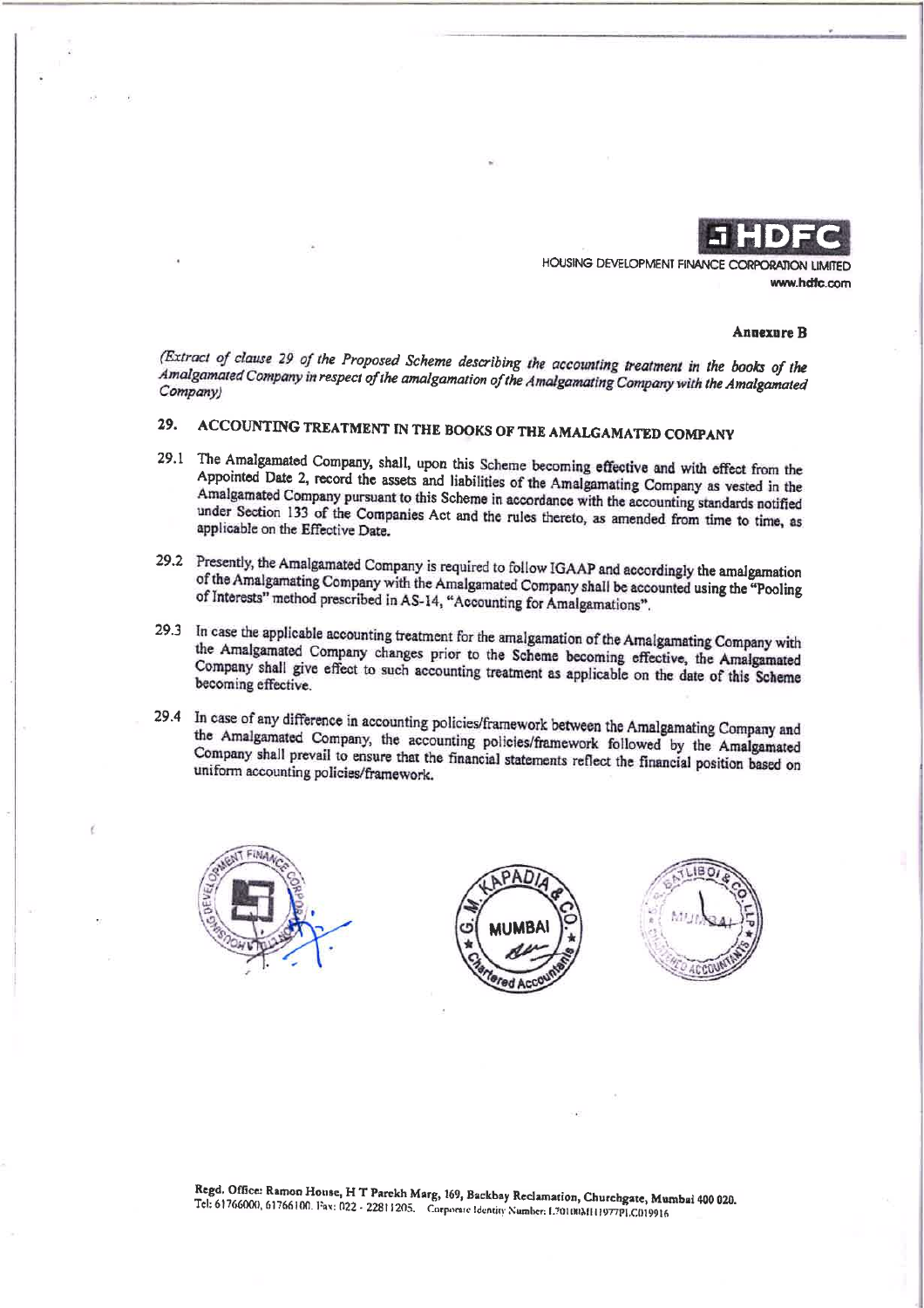**Annexure B**

*(Extract of clause 29 of the Proposed Scheme describing the accounting treatment in the books of the Amalgamated Company in respect of the amalgamation of the Amalgamating Company with the Amalgamated Company)*

## 29. ACCOUNTING TREATMENT IN THE BOOKS OF THE AMALGAMATED COMPANY

29.1 The Amalgamated Company, shall, upon this Scheme becoming effective and with effect from the Appointed Date 2, record the assets and liabilities of the Amalgamating Company as vested in the Amalgamated Company pursuant to this Scheme in accordance with the accounting standards notified under Section 133 of the Companies Act and the rules thereto, as amended from time to time, as applicable on the Effective Date.

29.2 Presently, the Amalgamated Company is required to follow IGAAP and accordingly the amalgamation of the Amalgamating Company with the Amalgamated Company shall be accounted using the "Pooling of Interests" method prescribed in AS-14, "Accounting for Amalgamations".

29.3 In case the applicable accounting treatment for the amalgamation of the Amalgamating Company with the Amalgamated Company changes prior to the Scheme becoming effective, the Amalgamated Company shall give effect to such accounting treatment as applicable on the date of this Scheme becoming effective.

29.4 In case of any difference in accounting policies/framework between the Amalgamating Company and the Amalgamated Company, the accounting policies/framework followed by the Amalgamated Company shall prevail to ensure that the financial statements reflect the financial position based on uniform accounting policies/framework.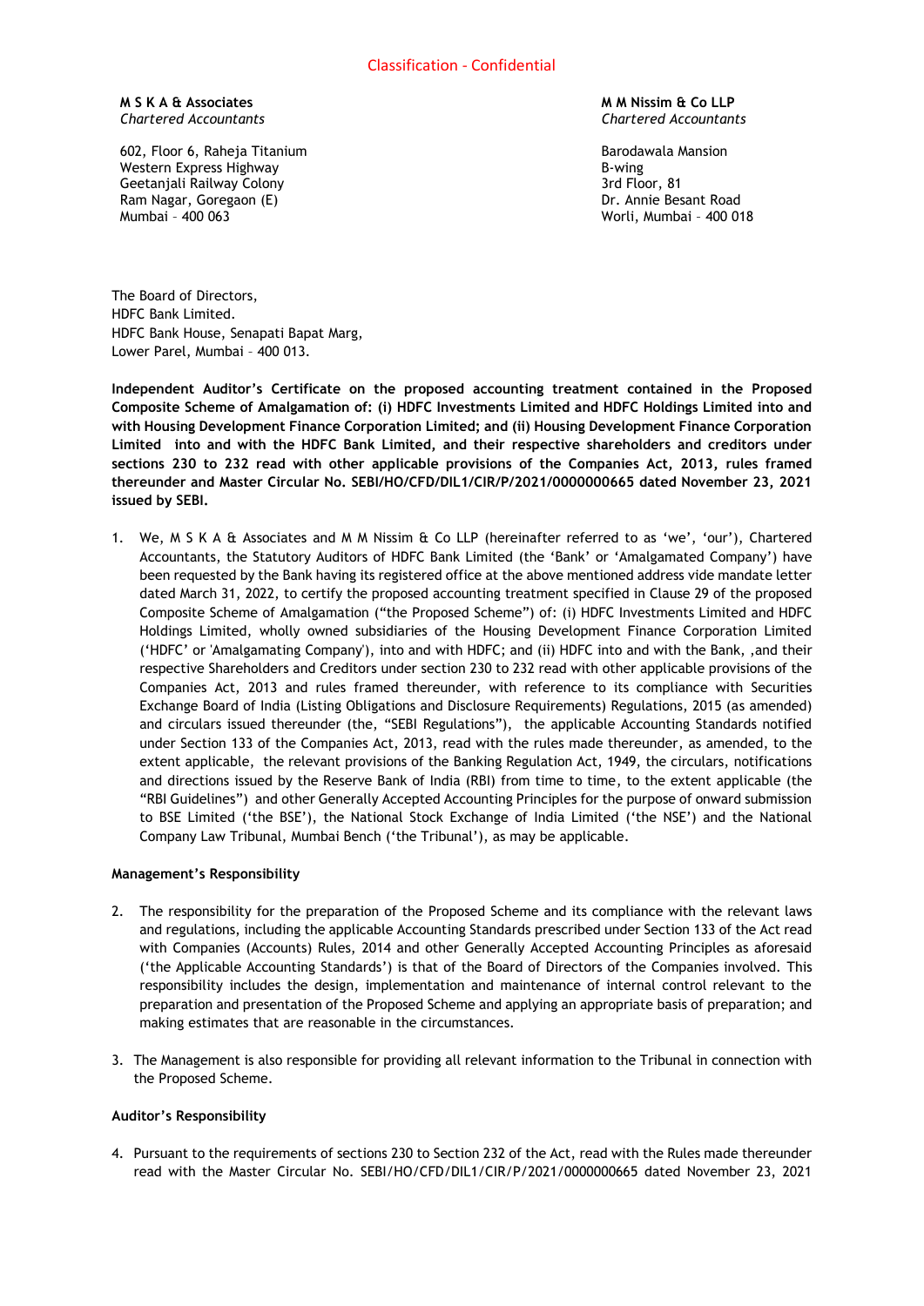Classification - Confidential

**M S K A & Associates**
*Chartered Accountants*

602, Floor 6, Raheja Titanium
Western Express Highway
Geetanjali Railway Colony
Ram Nagar, Goregaon (E)
Mumbai – 400 063

**M M Nissim & Co LLP**
*Chartered Accountants*

Barodawala Mansion
B-wing
3rd Floor, 81
Dr. Annie Besant Road
Worli, Mumbai – 400 018

The Board of Directors,
HDFC Bank Limited.
HDFC Bank House, Senapati Bapat Marg,
Lower Parel, Mumbai – 400 013.

**Independent Auditor's Certificate on the proposed accounting treatment contained in the Proposed Composite Scheme of Amalgamation of: (i) HDFC Investments Limited and HDFC Holdings Limited into and with Housing Development Finance Corporation Limited; and (ii) Housing Development Finance Corporation Limited into and with the HDFC Bank Limited, and their respective shareholders and creditors under sections 230 to 232 read with other applicable provisions of the Companies Act, 2013, rules framed thereunder and Master Circular No. SEBI/HO/CFD/DIL1/CIR/P/2021/0000000665 dated November 23, 2021 issued by SEBI.**

1. We, M S K A & Associates and M M Nissim & Co LLP (hereinafter referred to as 'we', 'our'), Chartered Accountants, the Statutory Auditors of HDFC Bank Limited (the 'Bank' or 'Amalgamated Company') have been requested by the Bank having its registered office at the above mentioned address vide mandate letter dated March 31, 2022, to certify the proposed accounting treatment specified in Clause 29 of the proposed Composite Scheme of Amalgamation ("the Proposed Scheme") of: (i) HDFC Investments Limited and HDFC Holdings Limited, wholly owned subsidiaries of the Housing Development Finance Corporation Limited ('HDFC' or 'Amalgamating Company'), into and with HDFC; and (ii) HDFC into and with the Bank, ,and their respective Shareholders and Creditors under section 230 to 232 read with other applicable provisions of the Companies Act, 2013 and rules framed thereunder, with reference to its compliance with Securities Exchange Board of India (Listing Obligations and Disclosure Requirements) Regulations, 2015 (as amended) and circulars issued thereunder (the, "SEBI Regulations"), the applicable Accounting Standards notified under Section 133 of the Companies Act, 2013, read with the rules made thereunder, as amended, to the extent applicable, the relevant provisions of the Banking Regulation Act, 1949, the circulars, notifications and directions issued by the Reserve Bank of India (RBI) from time to time, to the extent applicable (the "RBI Guidelines") and other Generally Accepted Accounting Principles for the purpose of onward submission to BSE Limited ('the BSE'), the National Stock Exchange of India Limited ('the NSE') and the National Company Law Tribunal, Mumbai Bench ('the Tribunal'), as may be applicable.

**Management's Responsibility**

2. The responsibility for the preparation of the Proposed Scheme and its compliance with the relevant laws and regulations, including the applicable Accounting Standards prescribed under Section 133 of the Act read with Companies (Accounts) Rules, 2014 and other Generally Accepted Accounting Principles as aforesaid ('the Applicable Accounting Standards') is that of the Board of Directors of the Companies involved. This responsibility includes the design, implementation and maintenance of internal control relevant to the preparation and presentation of the Proposed Scheme and applying an appropriate basis of preparation; and making estimates that are reasonable in the circumstances.

3. The Management is also responsible for providing all relevant information to the Tribunal in connection with the Proposed Scheme.

**Auditor's Responsibility**

4. Pursuant to the requirements of sections 230 to Section 232 of the Act, read with the Rules made thereunder read with the Master Circular No. SEBI/HO/CFD/DIL1/CIR/P/2021/0000000665 dated November 23, 2021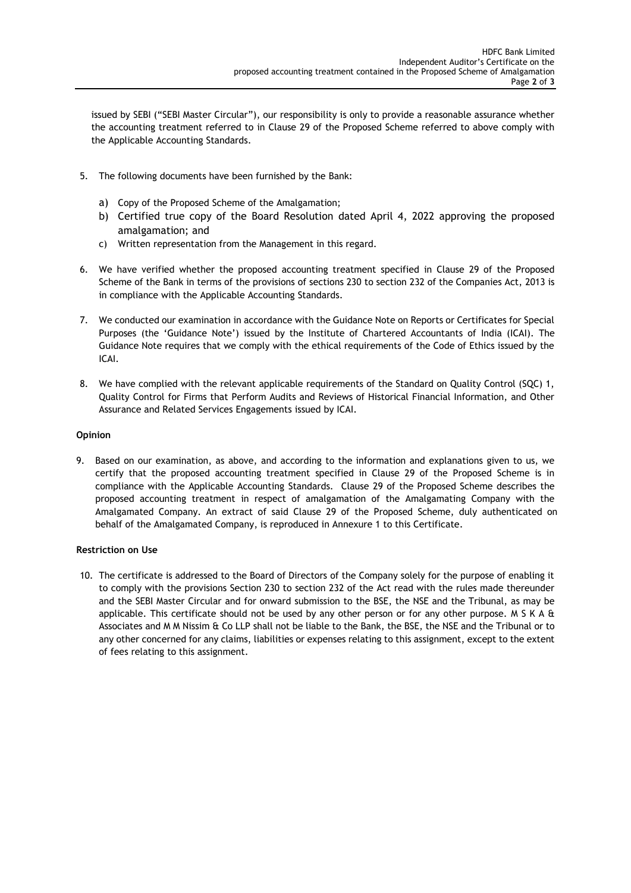issued by SEBI ("SEBI Master Circular"), our responsibility is only to provide a reasonable assurance whether the accounting treatment referred to in Clause 29 of the Proposed Scheme referred to above comply with the Applicable Accounting Standards.

5. The following documents have been furnished by the Bank:

   a) Copy of the Proposed Scheme of the Amalgamation;
   b) Certified true copy of the Board Resolution dated April 4, 2022 approving the proposed amalgamation; and
   c) Written representation from the Management in this regard.

6. We have verified whether the proposed accounting treatment specified in Clause 29 of the Proposed Scheme of the Bank in terms of the provisions of sections 230 to section 232 of the Companies Act, 2013 is in compliance with the Applicable Accounting Standards.

7. We conducted our examination in accordance with the Guidance Note on Reports or Certificates for Special Purposes (the 'Guidance Note') issued by the Institute of Chartered Accountants of India (ICAI). The Guidance Note requires that we comply with the ethical requirements of the Code of Ethics issued by the ICAI.

8. We have complied with the relevant applicable requirements of the Standard on Quality Control (SQC) 1, Quality Control for Firms that Perform Audits and Reviews of Historical Financial Information, and Other Assurance and Related Services Engagements issued by ICAI.

**Opinion**

9. Based on our examination, as above, and according to the information and explanations given to us, we certify that the proposed accounting treatment specified in Clause 29 of the Proposed Scheme is in compliance with the Applicable Accounting Standards. Clause 29 of the Proposed Scheme describes the proposed accounting treatment in respect of amalgamation of the Amalgamating Company with the Amalgamated Company. An extract of said Clause 29 of the Proposed Scheme, duly authenticated on behalf of the Amalgamated Company, is reproduced in Annexure 1 to this Certificate.

**Restriction on Use**

10. The certificate is addressed to the Board of Directors of the Company solely for the purpose of enabling it to comply with the provisions Section 230 to section 232 of the Act read with the rules made thereunder and the SEBI Master Circular and for onward submission to the BSE, the NSE and the Tribunal, as may be applicable. This certificate should not be used by any other person or for any other purpose. M S K A & Associates and M M Nissim & Co LLP shall not be liable to the Bank, the BSE, the NSE and the Tribunal or to any other concerned for any claims, liabilities or expenses relating to this assignment, except to the extent of fees relating to this assignment.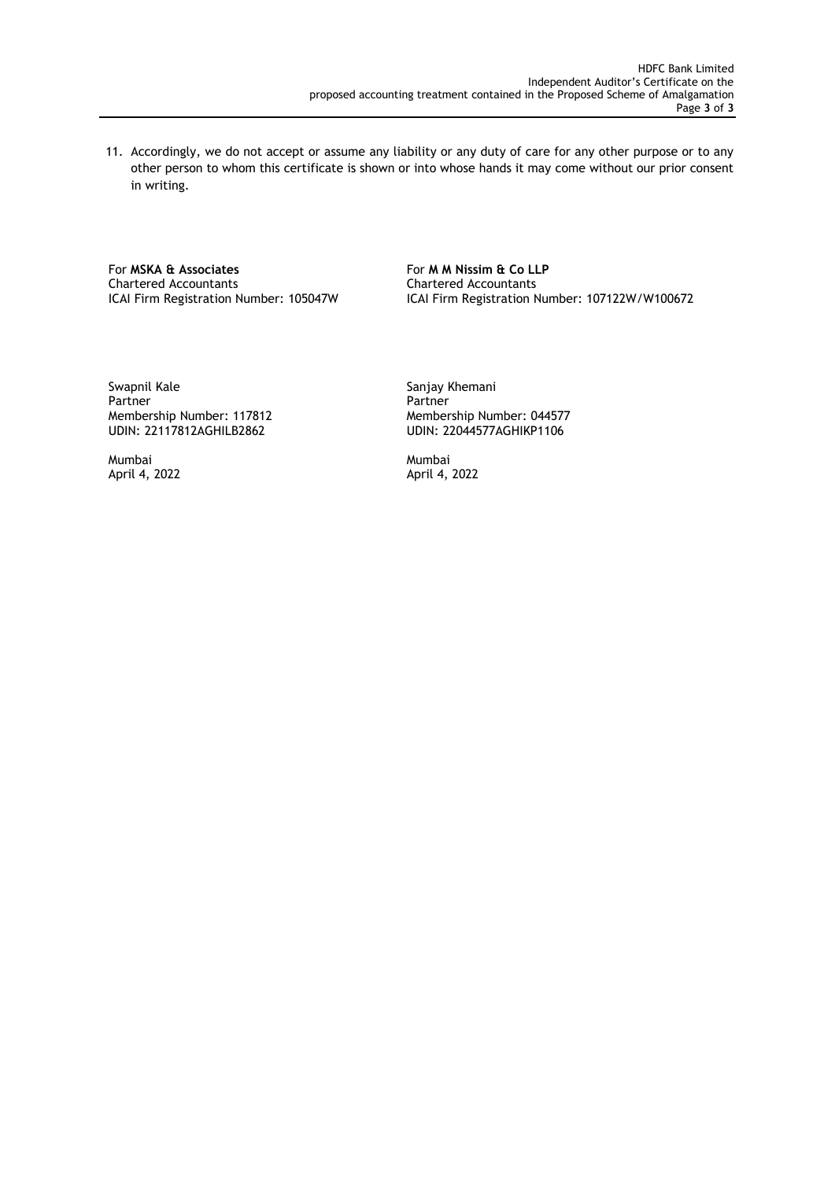11. Accordingly, we do not accept or assume any liability or any duty of care for any other purpose or to any other person to whom this certificate is shown or into whose hands it may come without our prior consent in writing.

For **MSKA & Associates**
Chartered Accountants
ICAI Firm Registration Number: 105047W

Swapnil Kale
Partner
Membership Number: 117812
UDIN: 22117812AGHILB2862

Mumbai
April 4, 2022

For **M M Nissim & Co LLP**
Chartered Accountants
ICAI Firm Registration Number: 107122W/W100672

Sanjay Khemani
Partner
Membership Number: 044577
UDIN: 22044577AGHIKP1106

Mumbai
April 4, 2022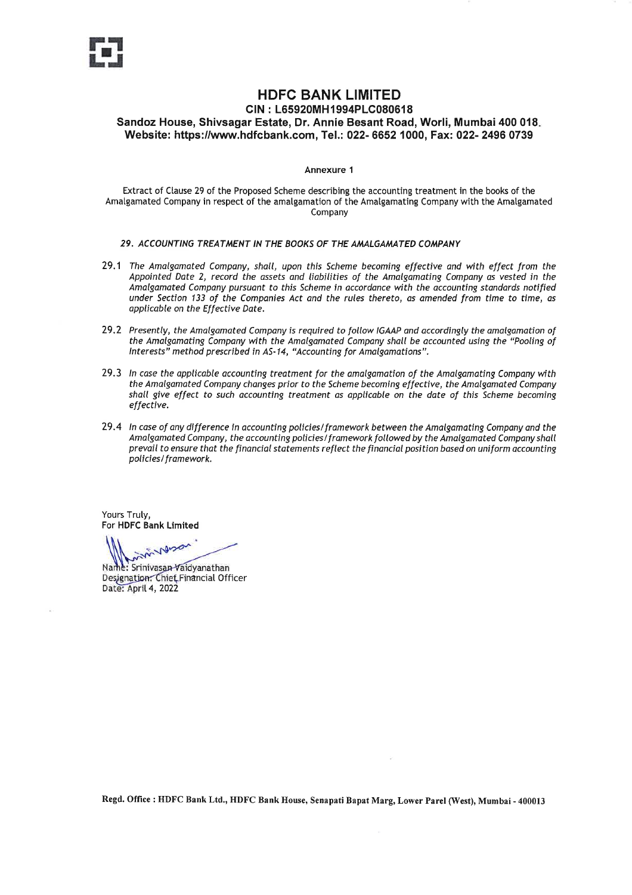# HDFC BANK LIMITED

**CIN : L65920MH1994PLC080618**

**Sandoz House, Shivsagar Estate, Dr. Annie Besant Road, Worli, Mumbai 400 018.**
**Website: https://www.hdfcbank.com, Tel.: 022- 6652 1000, Fax: 022- 2496 0739**

**Annexure 1**

Extract of Clause 29 of the Proposed Scheme describing the accounting treatment in the books of the Amalgamated Company in respect of the amalgamation of the Amalgamating Company with the Amalgamated Company

*29. ACCOUNTING TREATMENT IN THE BOOKS OF THE AMALGAMATED COMPANY*

29.1 *The Amalgamated Company, shall, upon this Scheme becoming effective and with effect from the Appointed Date 2, record the assets and liabilities of the Amalgamating Company as vested in the Amalgamated Company pursuant to this Scheme in accordance with the accounting standards notified under Section 133 of the Companies Act and the rules thereto, as amended from time to time, as applicable on the Effective Date.*

29.2 *Presently, the Amalgamated Company is required to follow IGAAP and accordingly the amalgamation of the Amalgamating Company with the Amalgamated Company shall be accounted using the "Pooling of Interests" method prescribed in AS-14, "Accounting for Amalgamations".*

29.3 *In case the applicable accounting treatment for the amalgamation of the Amalgamating Company with the Amalgamated Company changes prior to the Scheme becoming effective, the Amalgamated Company shall give effect to such accounting treatment as applicable on the date of this Scheme becoming effective.*

29.4 *In case of any difference in accounting policies/framework between the Amalgamating Company and the Amalgamated Company, the accounting policies/framework followed by the Amalgamated Company shall prevail to ensure that the financial statements reflect the financial position based on uniform accounting policies/framework.*

Yours Truly,
For **HDFC Bank Limited**

Name: Srinivasan Vaidyanathan
Designation: Chief Financial Officer
Date: April 4, 2022

**Regd. Office : HDFC Bank Ltd., HDFC Bank House, Senapati Bapat Marg, Lower Parel (West), Mumbai - 400013**